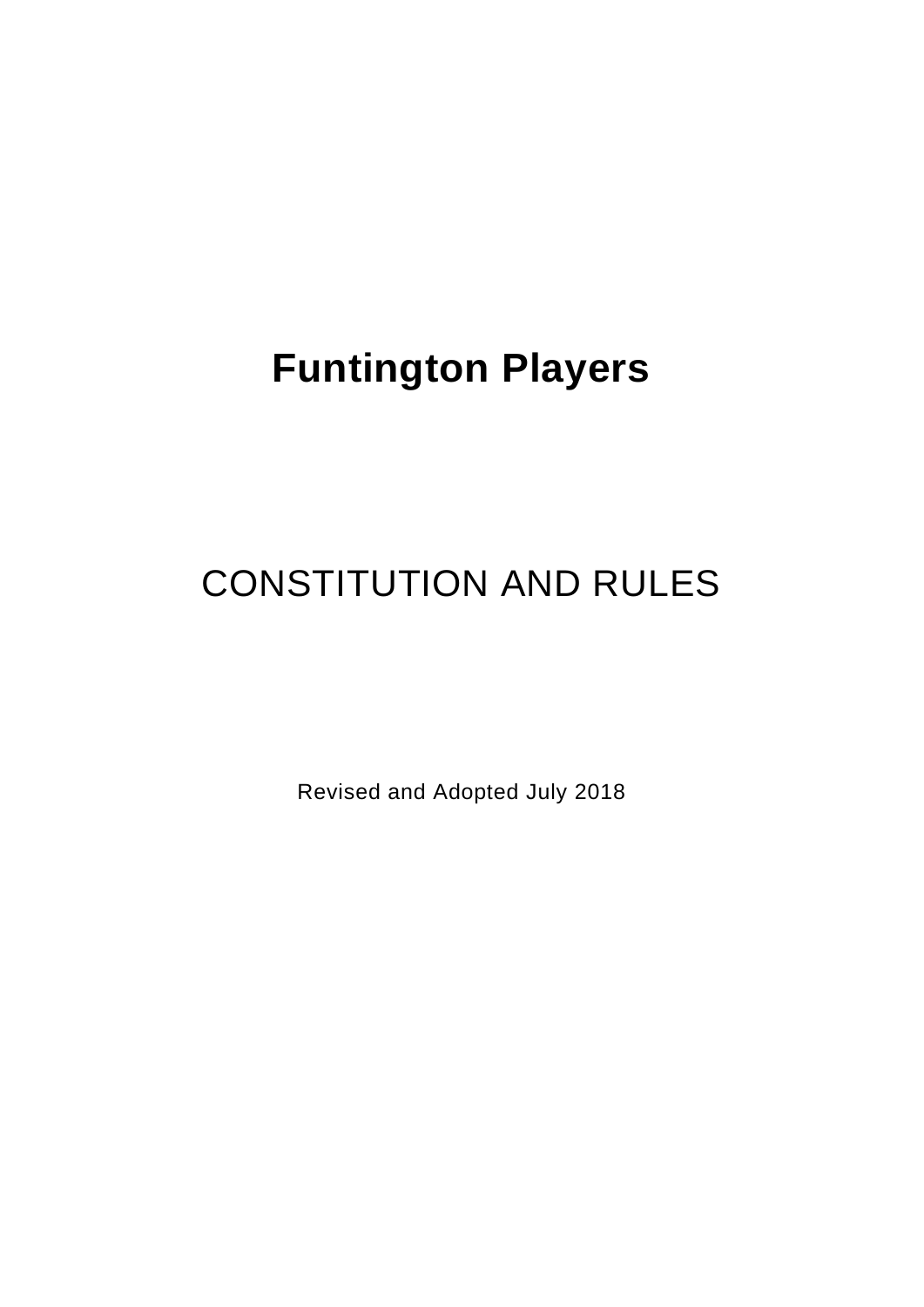# Funtington Players

## CONSTITUTION AND RULES

Revised and Adopted July 2018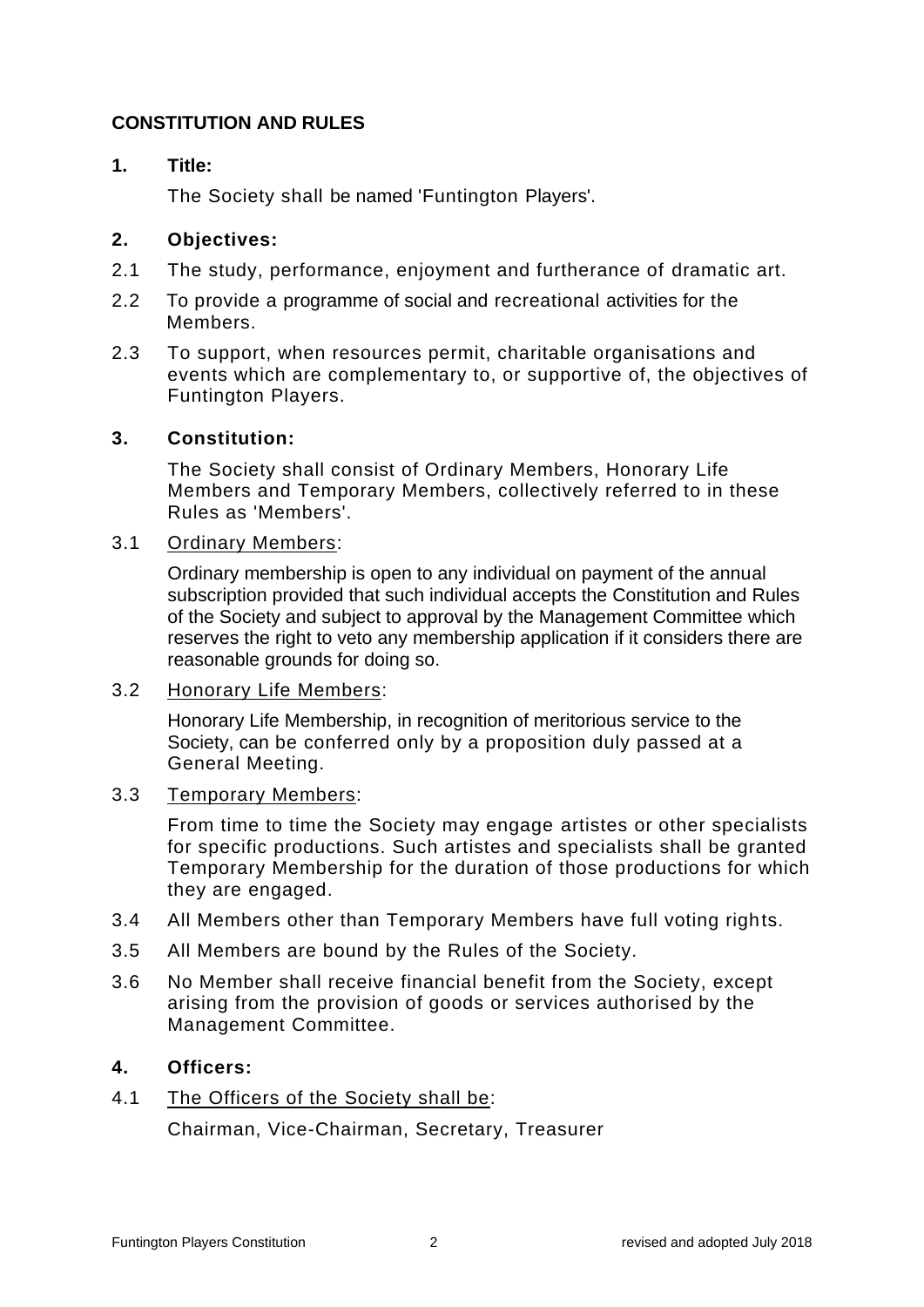# CONSTITUTION AND RULES

## 1. Title:

The Society shall be named 'Funtington Players'.

## 2. Objectives:

2.1 The study, performance, enjoyment and furtherance of dramatic art.

2.2 To provide a programme of social and recreational activities for the Members.

2.3 To support, when resources permit, charitable organisations and events which are complementary to, or supportive of, the objectives of Funtington Players.

## 3. Constitution:

The Society shall consist of Ordinary Members, Honorary Life Members and Temporary Members, collectively referred to in these Rules as 'Members'.

3.1 Ordinary Members:

Ordinary membership is open to any individual on payment of the annual subscription provided that such individual accepts the Constitution and Rules of the Society and subject to approval by the Management Committee which reserves the right to veto any membership application if it considers there are reasonable grounds for doing so.

3.2 Honorary Life Members:

Honorary Life Membership, in recognition of meritorious service to the Society, can be conferred only by a proposition duly passed at a General Meeting.

3.3 Temporary Members:

From time to time the Society may engage artistes or other specialists for specific productions. Such artistes and specialists shall be granted Temporary Membership for the duration of those productions for which they are engaged.

3.4 All Members other than Temporary Members have full voting rights.

3.5 All Members are bound by the Rules of the Society.

3.6 No Member shall receive financial benefit from the Society, except arising from the provision of goods or services authorised by the Management Committee.

## 4. Officers:

4.1 The Officers of the Society shall be:

Chairman, Vice-Chairman, Secretary, Treasurer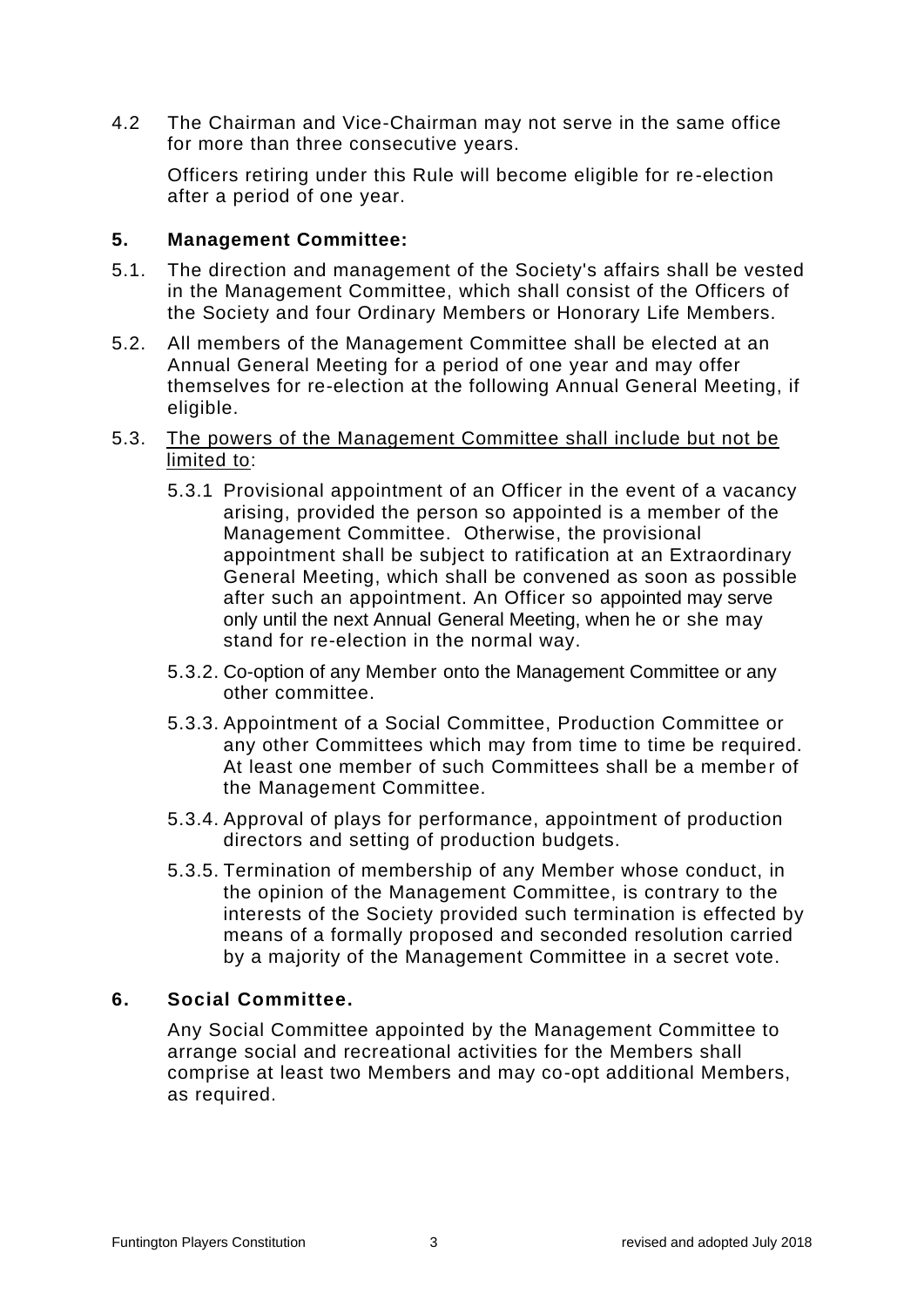4.2 The Chairman and Vice-Chairman may not serve in the same office for more than three consecutive years.

Officers retiring under this Rule will become eligible for re-election after a period of one year.

### 5. Management Committee:

5.1. The direction and management of the Society's affairs shall be vested in the Management Committee, which shall consist of the Officers of the Society and four Ordinary Members or Honorary Life Members.

5.2. All members of the Management Committee shall be elected at an Annual General Meeting for a period of one year and may offer themselves for re-election at the following Annual General Meeting, if eligible.

5.3. <u>The powers of the Management Committee shall include but not be limited to</u>:

5.3.1 Provisional appointment of an Officer in the event of a vacancy arising, provided the person so appointed is a member of the Management Committee. Otherwise, the provisional appointment shall be subject to ratification at an Extraordinary General Meeting, which shall be convened as soon as possible after such an appointment. An Officer so appointed may serve only until the next Annual General Meeting, when he or she may stand for re-election in the normal way.

5.3.2. Co-option of any Member onto the Management Committee or any other committee.

5.3.3. Appointment of a Social Committee, Production Committee or any other Committees which may from time to time be required. At least one member of such Committees shall be a member of the Management Committee.

5.3.4. Approval of plays for performance, appointment of production directors and setting of production budgets.

5.3.5. Termination of membership of any Member whose conduct, in the opinion of the Management Committee, is contrary to the interests of the Society provided such termination is effected by means of a formally proposed and seconded resolution carried by a majority of the Management Committee in a secret vote.

### 6. Social Committee.

Any Social Committee appointed by the Management Committee to arrange social and recreational activities for the Members shall comprise at least two Members and may co-opt additional Members, as required.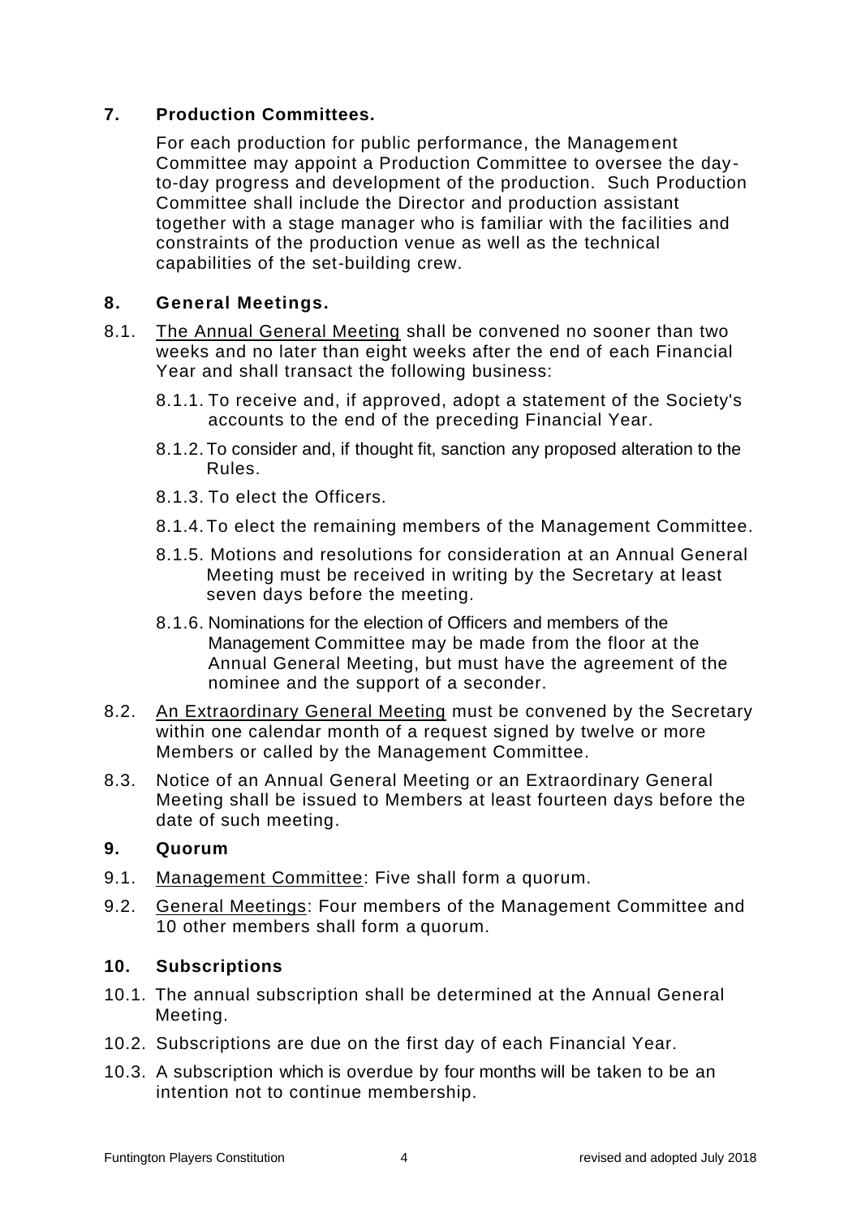## 7. Production Committees.

For each production for public performance, the Management Committee may appoint a Production Committee to oversee the day-to-day progress and development of the production. Such Production Committee shall include the Director and production assistant together with a stage manager who is familiar with the facilities and constraints of the production venue as well as the technical capabilities of the set-building crew.

## 8. General Meetings.

8.1. The Annual General Meeting shall be convened no sooner than two weeks and no later than eight weeks after the end of each Financial Year and shall transact the following business:

- 8.1.1. To receive and, if approved, adopt a statement of the Society's accounts to the end of the preceding Financial Year.
- 8.1.2. To consider and, if thought fit, sanction any proposed alteration to the Rules.
- 8.1.3. To elect the Officers.
- 8.1.4. To elect the remaining members of the Management Committee.
- 8.1.5. Motions and resolutions for consideration at an Annual General Meeting must be received in writing by the Secretary at least seven days before the meeting.
- 8.1.6. Nominations for the election of Officers and members of the Management Committee may be made from the floor at the Annual General Meeting, but must have the agreement of the nominee and the support of a seconder.

8.2. An Extraordinary General Meeting must be convened by the Secretary within one calendar month of a request signed by twelve or more Members or called by the Management Committee.

8.3. Notice of an Annual General Meeting or an Extraordinary General Meeting shall be issued to Members at least fourteen days before the date of such meeting.

## 9. Quorum

9.1. Management Committee: Five shall form a quorum.

9.2. General Meetings: Four members of the Management Committee and 10 other members shall form a quorum.

## 10. Subscriptions

10.1. The annual subscription shall be determined at the Annual General Meeting.

10.2. Subscriptions are due on the first day of each Financial Year.

10.3. A subscription which is overdue by four months will be taken to be an intention not to continue membership.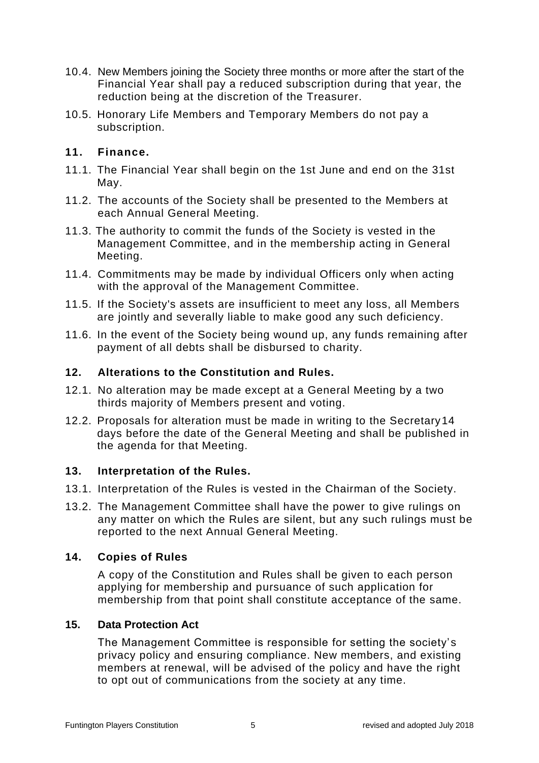10.4. New Members joining the Society three months or more after the start of the Financial Year shall pay a reduced subscription during that year, the reduction being at the discretion of the Treasurer.

10.5. Honorary Life Members and Temporary Members do not pay a subscription.

## 11. Finance.

11.1. The Financial Year shall begin on the 1st June and end on the 31st May.

11.2. The accounts of the Society shall be presented to the Members at each Annual General Meeting.

11.3. The authority to commit the funds of the Society is vested in the Management Committee, and in the membership acting in General Meeting.

11.4. Commitments may be made by individual Officers only when acting with the approval of the Management Committee.

11.5. If the Society's assets are insufficient to meet any loss, all Members are jointly and severally liable to make good any such deficiency.

11.6. In the event of the Society being wound up, any funds remaining after payment of all debts shall be disbursed to charity.

## 12. Alterations to the Constitution and Rules.

12.1. No alteration may be made except at a General Meeting by a two thirds majority of Members present and voting.

12.2. Proposals for alteration must be made in writing to the Secretary 14 days before the date of the General Meeting and shall be published in the agenda for that Meeting.

## 13. Interpretation of the Rules.

13.1. Interpretation of the Rules is vested in the Chairman of the Society.

13.2. The Management Committee shall have the power to give rulings on any matter on which the Rules are silent, but any such rulings must be reported to the next Annual General Meeting.

## 14. Copies of Rules

A copy of the Constitution and Rules shall be given to each person applying for membership and pursuance of such application for membership from that point shall constitute acceptance of the same.

## 15. Data Protection Act

The Management Committee is responsible for setting the society's privacy policy and ensuring compliance. New members, and existing members at renewal, will be advised of the policy and have the right to opt out of communications from the society at any time.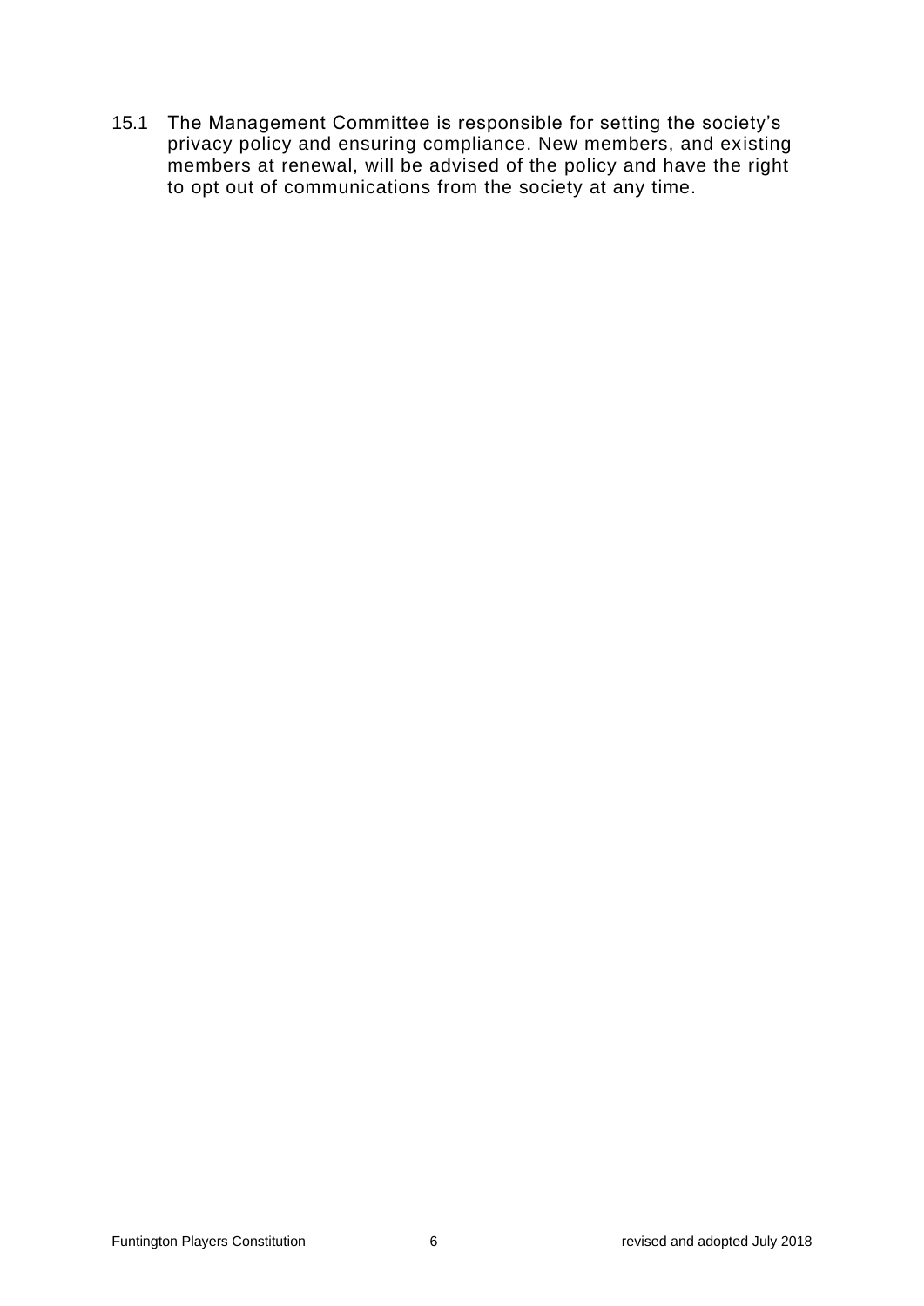15.1 The Management Committee is responsible for setting the society's privacy policy and ensuring compliance. New members, and existing members at renewal, will be advised of the policy and have the right to opt out of communications from the society at any time.